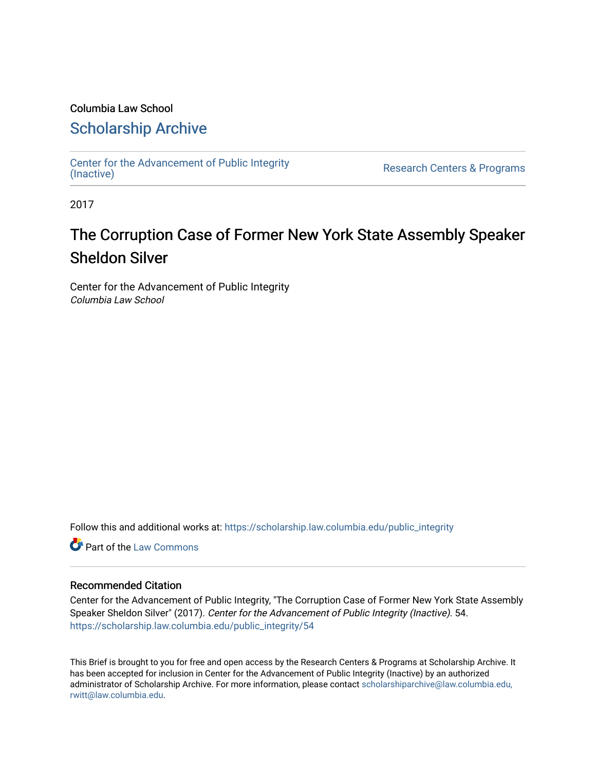Columbia Law School

## Scholarship Archive

Center for the Advancement of Public Integrity (Inactive)

Research Centers & Programs

2017

# The Corruption Case of Former New York State Assembly Speaker Sheldon Silver

Center for the Advancement of Public Integrity
*Columbia Law School*

Follow this and additional works at: https://scholarship.law.columbia.edu/public_integrity

Part of the Law Commons

### Recommended Citation

Center for the Advancement of Public Integrity, "The Corruption Case of Former New York State Assembly Speaker Sheldon Silver" (2017). *Center for the Advancement of Public Integrity (Inactive)*. 54.
https://scholarship.law.columbia.edu/public_integrity/54

This Brief is brought to you for free and open access by the Research Centers & Programs at Scholarship Archive. It has been accepted for inclusion in Center for the Advancement of Public Integrity (Inactive) by an authorized administrator of Scholarship Archive. For more information, please contact scholarshiparchive@law.columbia.edu, rwitt@law.columbia.edu.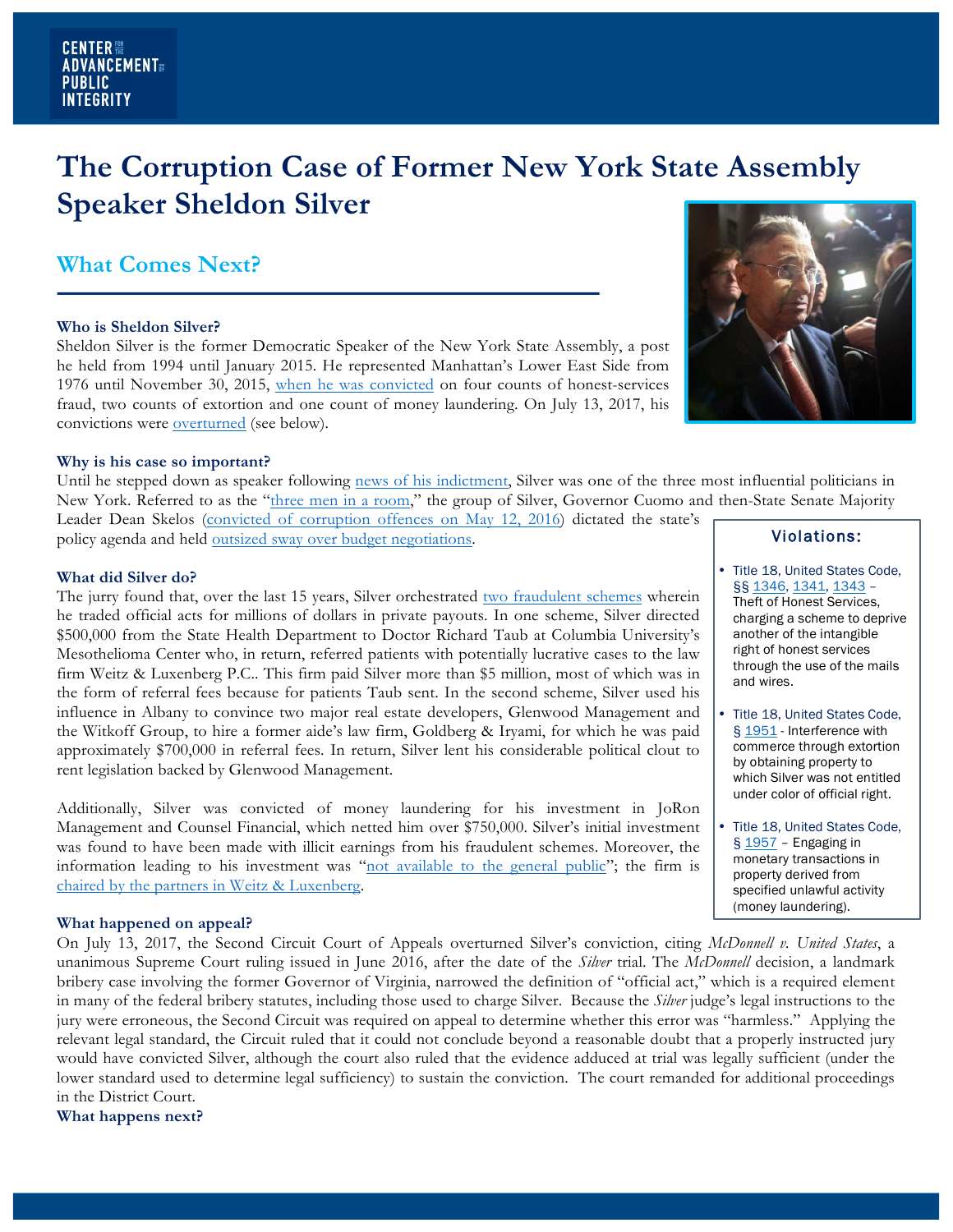# The Corruption Case of Former New York State Assembly Speaker Sheldon Silver

## What Comes Next?

### Who is Sheldon Silver?

Sheldon Silver is the former Democratic Speaker of the New York State Assembly, a post he held from 1994 until January 2015. He represented Manhattan's Lower East Side from 1976 until November 30, 2015, when he was convicted on four counts of honest-services fraud, two counts of extortion and one count of money laundering. On July 13, 2017, his convictions were overturned (see below).

### Why is his case so important?

Until he stepped down as speaker following news of his indictment, Silver was one of the three most influential politicians in New York. Referred to as the "three men in a room," the group of Silver, Governor Cuomo and then-State Senate Majority Leader Dean Skelos (convicted of corruption offences on May 12, 2016) dictated the state's policy agenda and held outsized sway over budget negotiations.

### What did Silver do?

The jury found that, over the last 15 years, Silver orchestrated two fraudulent schemes wherein he traded official acts for millions of dollars in private payouts. In one scheme, Silver directed $500,000 from the State Health Department to Doctor Richard Taub at Columbia University's Mesothelioma Center who, in return, referred patients with potentially lucrative cases to the law firm Weitz & Luxenberg P.C.. This firm paid Silver more than $5 million, most of which was in the form of referral fees because for patients Taub sent. In the second scheme, Silver used his influence in Albany to convince two major real estate developers, Glenwood Management and the Witkoff Group, to hire a former aide's law firm, Goldberg & Iryami, for which he was paid approximately $700,000 in referral fees. In return, Silver lent his considerable political clout to rent legislation backed by Glenwood Management.

Additionally, Silver was convicted of money laundering for his investment in JoRon Management and Counsel Financial, which netted him over $750,000. Silver's initial investment was found to have been made with illicit earnings from his fraudulent schemes. Moreover, the information leading to his investment was "not available to the general public"; the firm is chaired by the partners in Weitz & Luxenberg.

> **Violations:**
>
> - Title 18, United States Code, §§ 1346, 1341, 1343 – Theft of Honest Services, charging a scheme to deprive another of the intangible right of honest services through the use of the mails and wires.
> - Title 18, United States Code, § 1951 - Interference with commerce through extortion by obtaining property to which Silver was not entitled under color of official right.
> - Title 18, United States Code, § 1957 – Engaging in monetary transactions in property derived from specified unlawful activity (money laundering).

### What happened on appeal?

On July 13, 2017, the Second Circuit Court of Appeals overturned Silver's conviction, citing *McDonnell v. United States*, a unanimous Supreme Court ruling issued in June 2016, after the date of the *Silver* trial. The *McDonnell* decision, a landmark bribery case involving the former Governor of Virginia, narrowed the definition of "official act," which is a required element in many of the federal bribery statutes, including those used to charge Silver. Because the *Silver* judge's legal instructions to the jury were erroneous, the Second Circuit was required on appeal to determine whether this error was "harmless." Applying the relevant legal standard, the Circuit ruled that it could not conclude beyond a reasonable doubt that a properly instructed jury would have convicted Silver, although the court also ruled that the evidence adduced at trial was legally sufficient (under the lower standard used to determine legal sufficiency) to sustain the conviction. The court remanded for additional proceedings in the District Court.

### What happens next?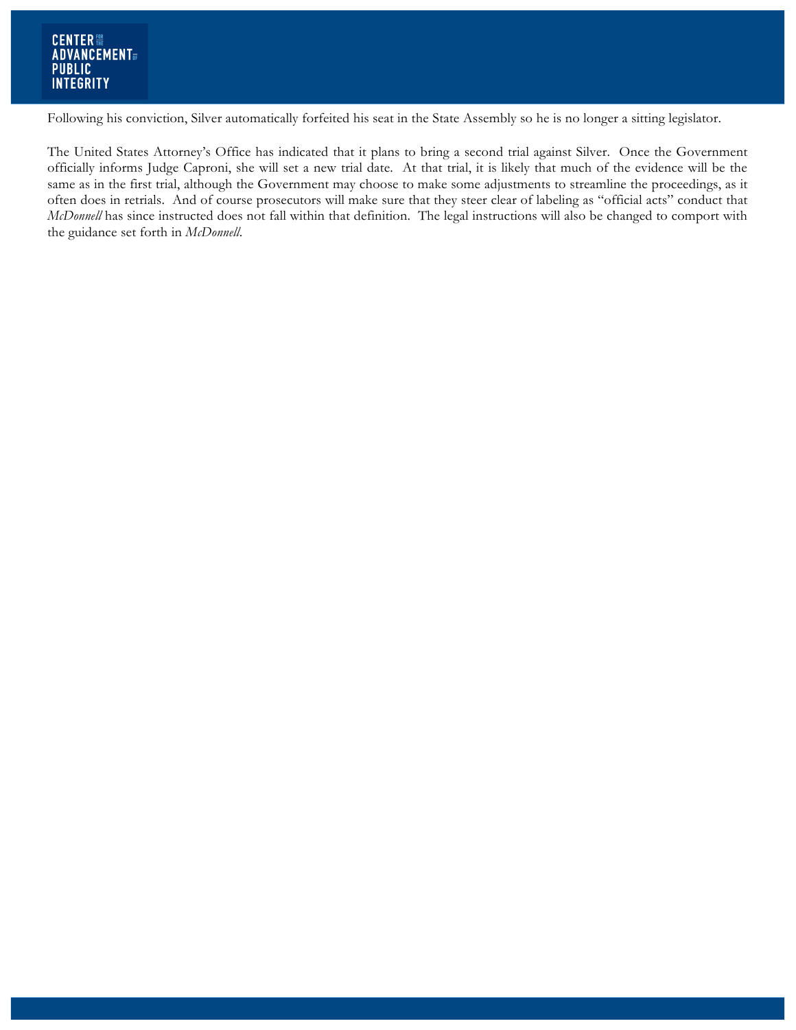Following his conviction, Silver automatically forfeited his seat in the State Assembly so he is no longer a sitting legislator.

The United States Attorney's Office has indicated that it plans to bring a second trial against Silver. Once the Government officially informs Judge Caproni, she will set a new trial date. At that trial, it is likely that much of the evidence will be the same as in the first trial, although the Government may choose to make some adjustments to streamline the proceedings, as it often does in retrials. And of course prosecutors will make sure that they steer clear of labeling as "official acts" conduct that *McDonnell* has since instructed does not fall within that definition. The legal instructions will also be changed to comport with the guidance set forth in *McDonnell*.